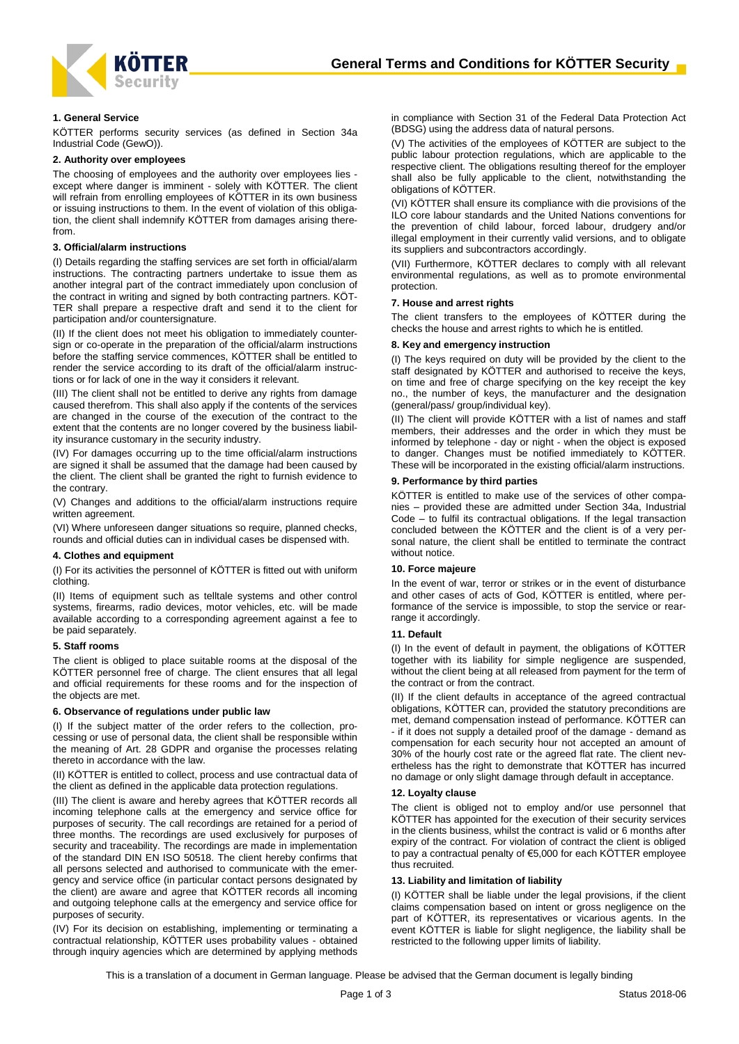# General Terms and Conditions for KÖTTER Security

### 1. General Service

KÖTTER performs security services (as defined in Section 34a Industrial Code (GewO)).

### 2. Authority over employees

The choosing of employees and the authority over employees lies - except where danger is imminent - solely with KÖTTER. The client will refrain from enrolling employees of KÖTTER in its own business or issuing instructions to them. In the event of violation of this obligation, the client shall indemnify KÖTTER from damages arising therefrom.

### 3. Official/alarm instructions

(I) Details regarding the staffing services are set forth in official/alarm instructions. The contracting partners undertake to issue them as another integral part of the contract immediately upon conclusion of the contract in writing and signed by both contracting partners. KÖTTER shall prepare a respective draft and send it to the client for participation and/or countersignature.

(II) If the client does not meet his obligation to immediately countersign or co-operate in the preparation of the official/alarm instructions before the staffing service commences, KÖTTER shall be entitled to render the service according to its draft of the official/alarm instructions or for lack of one in the way it considers it relevant.

(III) The client shall not be entitled to derive any rights from damage caused therefrom. This shall also apply if the contents of the services are changed in the course of the execution of the contract to the extent that the contents are no longer covered by the business liability insurance customary in the security industry.

(IV) For damages occurring up to the time official/alarm instructions are signed it shall be assumed that the damage had been caused by the client. The client shall be granted the right to furnish evidence to the contrary.

(V) Changes and additions to the official/alarm instructions require written agreement.

(VI) Where unforeseen danger situations so require, planned checks, rounds and official duties can in individual cases be dispensed with.

### 4. Clothes and equipment

(I) For its activities the personnel of KÖTTER is fitted out with uniform clothing.

(II) Items of equipment such as telltale systems and other control systems, firearms, radio devices, motor vehicles, etc. will be made available according to a corresponding agreement against a fee to be paid separately.

### 5. Staff rooms

The client is obliged to place suitable rooms at the disposal of the KÖTTER personnel free of charge. The client ensures that all legal and official requirements for these rooms and for the inspection of the objects are met.

### 6. Observance of regulations under public law

(I) If the subject matter of the order refers to the collection, processing or use of personal data, the client shall be responsible within the meaning of Art. 28 GDPR and organise the processes relating thereto in accordance with the law.

(II) KÖTTER is entitled to collect, process and use contractual data of the client as defined in the applicable data protection regulations.

(III) The client is aware and hereby agrees that KÖTTER records all incoming telephone calls at the emergency and service office for purposes of security. The call recordings are retained for a period of three months. The recordings are used exclusively for purposes of security and traceability. The recordings are made in implementation of the standard DIN EN ISO 50518. The client hereby confirms that all persons selected and authorised to communicate with the emergency and service office (in particular contact persons designated by the client) are aware and agree that KÖTTER records all incoming and outgoing telephone calls at the emergency and service office for purposes of security.

(IV) For its decision on establishing, implementing or terminating a contractual relationship, KÖTTER uses probability values - obtained through inquiry agencies which are determined by applying methods in compliance with Section 31 of the Federal Data Protection Act (BDSG) using the address data of natural persons.

(V) The activities of the employees of KÖTTER are subject to the public labour protection regulations, which are applicable to the respective client. The obligations resulting thereof for the employer shall also be fully applicable to the client, notwithstanding the obligations of KÖTTER.

(VI) KÖTTER shall ensure its compliance with die provisions of the ILO core labour standards and the United Nations conventions for the prevention of child labour, forced labour, drudgery and/or illegal employment in their currently valid versions, and to obligate its suppliers and subcontractors accordingly.

(VII) Furthermore, KÖTTER declares to comply with all relevant environmental regulations, as well as to promote environmental protection.

### 7. House and arrest rights

The client transfers to the employees of KÖTTER during the checks the house and arrest rights to which he is entitled.

### 8. Key and emergency instruction

(I) The keys required on duty will be provided by the client to the staff designated by KÖTTER and authorised to receive the keys, on time and free of charge specifying on the key receipt the key no., the number of keys, the manufacturer and the designation (general/pass/ group/individual key).

(II) The client will provide KÖTTER with a list of names and staff members, their addresses and the order in which they must be informed by telephone - day or night - when the object is exposed to danger. Changes must be notified immediately to KÖTTER. These will be incorporated in the existing official/alarm instructions.

### 9. Performance by third parties

KÖTTER is entitled to make use of the services of other companies – provided these are admitted under Section 34a, Industrial Code – to fulfil its contractual obligations. If the legal transaction concluded between the KÖTTER and the client is of a very personal nature, the client shall be entitled to terminate the contract without notice.

### 10. Force majeure

In the event of war, terror or strikes or in the event of disturbance and other cases of acts of God, KÖTTER is entitled, where performance of the service is impossible, to stop the service or rearrange it accordingly.

### 11. Default

(I) In the event of default in payment, the obligations of KÖTTER together with its liability for simple negligence are suspended, without the client being at all released from payment for the term of the contract or from the contract.

(II) If the client defaults in acceptance of the agreed contractual obligations, KÖTTER can, provided the statutory preconditions are met, demand compensation instead of performance. KÖTTER can - if it does not supply a detailed proof of the damage - demand as compensation for each security hour not accepted an amount of 30% of the hourly cost rate or the agreed flat rate. The client nevertheless has the right to demonstrate that KÖTTER has incurred no damage or only slight damage through default in acceptance.

### 12. Loyalty clause

The client is obliged not to employ and/or use personnel that KÖTTER has appointed for the execution of their security services in the clients business, whilst the contract is valid or 6 months after expiry of the contract. For violation of contract the client is obliged to pay a contractual penalty of €5,000 for each KÖTTER employee thus recruited.

### 13. Liability and limitation of liability

(I) KÖTTER shall be liable under the legal provisions, if the client claims compensation based on intent or gross negligence on the part of KÖTTER, its representatives or vicarious agents. In the event KÖTTER is liable for slight negligence, the liability shall be restricted to the following upper limits of liability.

This is a translation of a document in German language. Please be advised that the German document is legally binding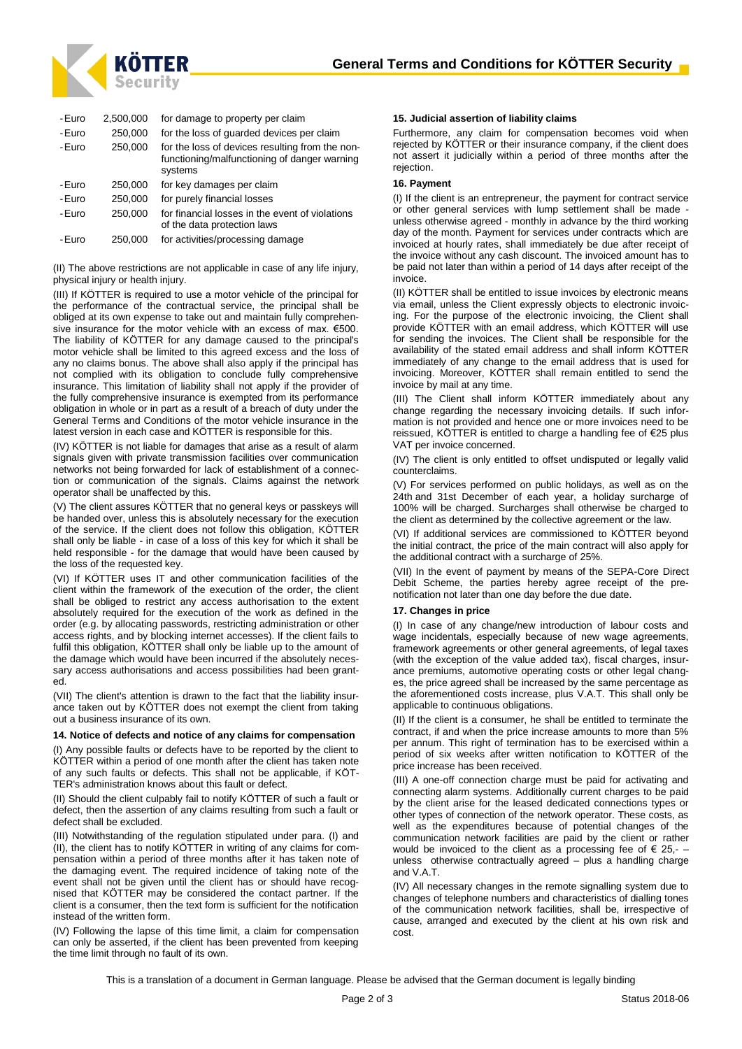| | | |
|---|---|---|
| - Euro | 2,500,000 | for damage to property per claim |
| - Euro | 250,000 | for the loss of guarded devices per claim |
| - Euro | 250,000 | for the loss of devices resulting from the non-functioning/malfunctioning of danger warning systems |
| - Euro | 250,000 | for key damages per claim |
| - Euro | 250,000 | for purely financial losses |
| - Euro | 250,000 | for financial losses in the event of violations of the data protection laws |
| - Euro | 250,000 | for activities/processing damage |

(II) The above restrictions are not applicable in case of any life injury, physical injury or health injury.

(III) If KÖTTER is required to use a motor vehicle of the principal for the performance of the contractual service, the principal shall be obliged at its own expense to take out and maintain fully comprehensive insurance for the motor vehicle with an excess of max. €500. The liability of KÖTTER for any damage caused to the principal's motor vehicle shall be limited to this agreed excess and the loss of any no claims bonus. The above shall also apply if the principal has not complied with its obligation to conclude fully comprehensive insurance. This limitation of liability shall not apply if the provider of the fully comprehensive insurance is exempted from its performance obligation in whole or in part as a result of a breach of duty under the General Terms and Conditions of the motor vehicle insurance in the latest version in each case and KÖTTER is responsible for this.

(IV) KÖTTER is not liable for damages that arise as a result of alarm signals given with private transmission facilities over communication networks not being forwarded for lack of establishment of a connection or communication of the signals. Claims against the network operator shall be unaffected by this.

(V) The client assures KÖTTER that no general keys or passkeys will be handed over, unless this is absolutely necessary for the execution of the service. If the client does not follow this obligation, KÖTTER shall only be liable - in case of a loss of this key for which it shall be held responsible - for the damage that would have been caused by the loss of the requested key.

(VI) If KÖTTER uses IT and other communication facilities of the client within the framework of the execution of the order, the client shall be obliged to restrict any access authorisation to the extent absolutely required for the execution of the work as defined in the order (e.g. by allocating passwords, restricting administration or other access rights, and by blocking internet accesses). If the client fails to fulfil this obligation, KÖTTER shall only be liable up to the amount of the damage which would have been incurred if the absolutely necessary access authorisations and access possibilities had been granted.

(VII) The client's attention is drawn to the fact that the liability insurance taken out by KÖTTER does not exempt the client from taking out a business insurance of its own.

**14. Notice of defects and notice of any claims for compensation**

(I) Any possible faults or defects have to be reported by the client to KÖTTER within a period of one month after the client has taken note of any such faults or defects. This shall not be applicable, if KÖTTER's administration knows about this fault or defect.

(II) Should the client culpably fail to notify KÖTTER of such a fault or defect, then the assertion of any claims resulting from such a fault or defect shall be excluded.

(III) Notwithstanding of the regulation stipulated under para. (I) and (II), the client has to notify KÖTTER in writing of any claims for compensation within a period of three months after it has taken note of the damaging event. The required incidence of taking note of the event shall not be given until the client has or should have recognised that KÖTTER may be considered the contact partner. If the client is a consumer, then the text form is sufficient for the notification instead of the written form.

(IV) Following the lapse of this time limit, a claim for compensation can only be asserted, if the client has been prevented from keeping the time limit through no fault of its own.

**15. Judicial assertion of liability claims**

Furthermore, any claim for compensation becomes void when rejected by KÖTTER or their insurance company, if the client does not assert it judicially within a period of three months after the rejection.

**16. Payment**

(I) If the client is an entrepreneur, the payment for contract service or other general services with lump settlement shall be made - unless otherwise agreed - monthly in advance by the third working day of the month. Payment for services under contracts which are invoiced at hourly rates, shall immediately be due after receipt of the invoice without any cash discount. The invoiced amount has to be paid not later than within a period of 14 days after receipt of the invoice.

(II) KÖTTER shall be entitled to issue invoices by electronic means via email, unless the Client expressly objects to electronic invoicing. For the purpose of the electronic invoicing, the Client shall provide KÖTTER with an email address, which KÖTTER will use for sending the invoices. The Client shall be responsible for the availability of the stated email address and shall inform KÖTTER immediately of any change to the email address that is used for invoicing. Moreover, KÖTTER shall remain entitled to send the invoice by mail at any time.

(III) The Client shall inform KÖTTER immediately about any change regarding the necessary invoicing details. If such information is not provided and hence one or more invoices need to be reissued, KÖTTER is entitled to charge a handling fee of €25 plus VAT per invoice concerned.

(IV) The client is only entitled to offset undisputed or legally valid counterclaims.

(V) For services performed on public holidays, as well as on the 24th and 31st December of each year, a holiday surcharge of 100% will be charged. Surcharges shall otherwise be charged to the client as determined by the collective agreement or the law.

(VI) If additional services are commissioned to KÖTTER beyond the initial contract, the price of the main contract will also apply for the additional contract with a surcharge of 25%.

(VII) In the event of payment by means of the SEPA-Core Direct Debit Scheme, the parties hereby agree receipt of the pre-notification not later than one day before the due date.

**17. Changes in price**

(I) In case of any change/new introduction of labour costs and wage incidentals, especially because of new wage agreements, framework agreements or other general agreements, of legal taxes (with the exception of the value added tax), fiscal charges, insurance premiums, automotive operating costs or other legal changes, the price agreed shall be increased by the same percentage as the aforementioned costs increase, plus V.A.T. This shall only be applicable to continuous obligations.

(II) If the client is a consumer, he shall be entitled to terminate the contract, if and when the price increase amounts to more than 5% per annum. This right of termination has to be exercised within a period of six weeks after written notification to KÖTTER of the price increase has been received.

(III) A one-off connection charge must be paid for activating and connecting alarm systems. Additionally current charges to be paid by the client arise for the leased dedicated connections types or other types of connection of the network operator. These costs, as well as the expenditures because of potential changes of the communication network facilities are paid by the client or rather would be invoiced to the client as a processing fee of € 25,- – unless otherwise contractually agreed – plus a handling charge and V.A.T.

(IV) All necessary changes in the remote signalling system due to changes of telephone numbers and characteristics of dialling tones of the communication network facilities, shall be, irrespective of cause, arranged and executed by the client at his own risk and cost.

This is a translation of a document in German language. Please be advised that the German document is legally binding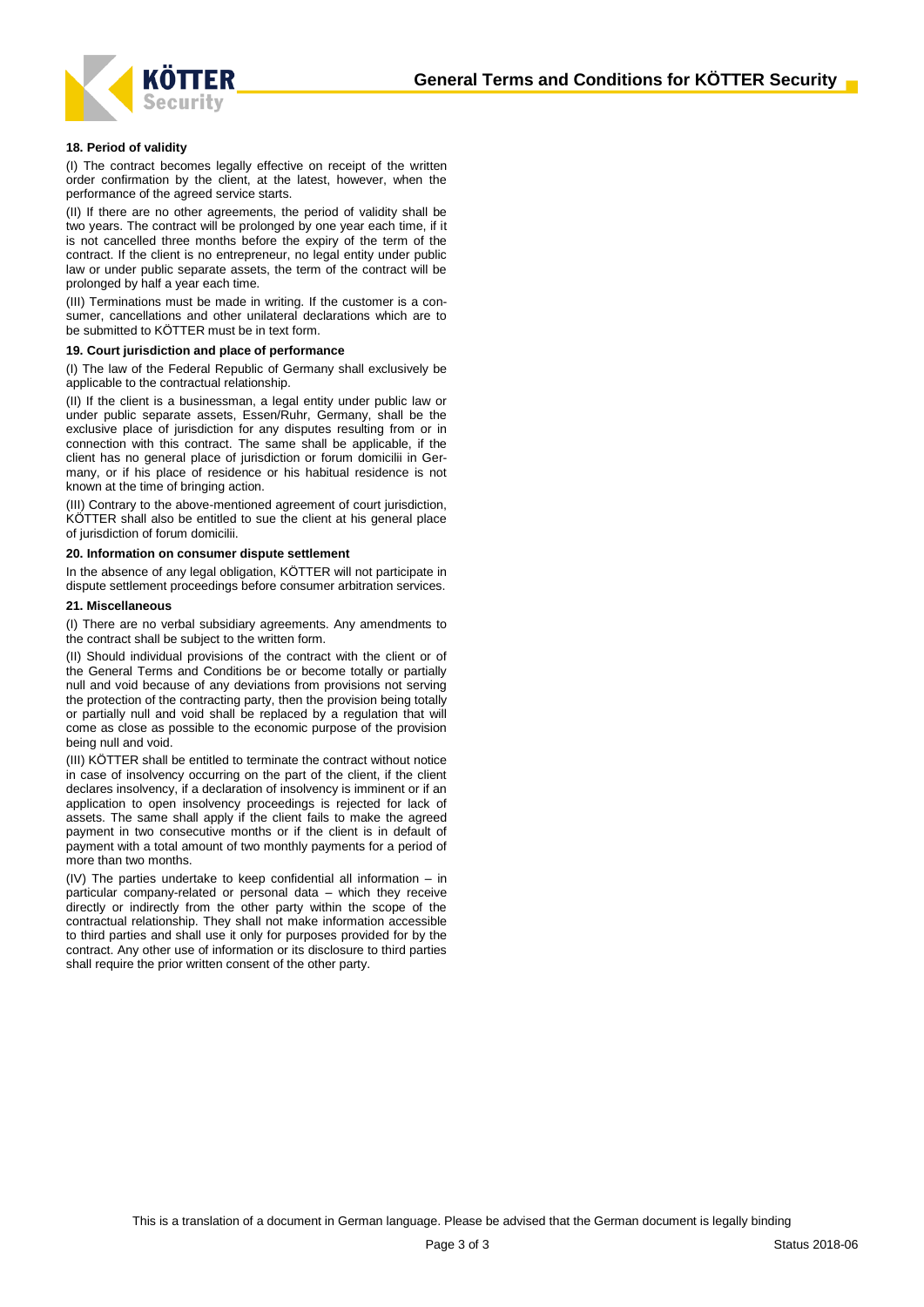## 18. Period of validity

(I) The contract becomes legally effective on receipt of the written order confirmation by the client, at the latest, however, when the performance of the agreed service starts.

(II) If there are no other agreements, the period of validity shall be two years. The contract will be prolonged by one year each time, if it is not cancelled three months before the expiry of the term of the contract. If the client is no entrepreneur, no legal entity under public law or under public separate assets, the term of the contract will be prolonged by half a year each time.

(III) Terminations must be made in writing. If the customer is a consumer, cancellations and other unilateral declarations which are to be submitted to KÖTTER must be in text form.

## 19. Court jurisdiction and place of performance

(I) The law of the Federal Republic of Germany shall exclusively be applicable to the contractual relationship.

(II) If the client is a businessman, a legal entity under public law or under public separate assets, Essen/Ruhr, Germany, shall be the exclusive place of jurisdiction for any disputes resulting from or in connection with this contract. The same shall be applicable, if the client has no general place of jurisdiction or forum domicilii in Germany, or if his place of residence or his habitual residence is not known at the time of bringing action.

(III) Contrary to the above-mentioned agreement of court jurisdiction, KÖTTER shall also be entitled to sue the client at his general place of jurisdiction of forum domicilii.

## 20. Information on consumer dispute settlement

In the absence of any legal obligation, KÖTTER will not participate in dispute settlement proceedings before consumer arbitration services.

## 21. Miscellaneous

(I) There are no verbal subsidiary agreements. Any amendments to the contract shall be subject to the written form.

(II) Should individual provisions of the contract with the client or of the General Terms and Conditions be or become totally or partially null and void because of any deviations from provisions not serving the protection of the contracting party, then the provision being totally or partially null and void shall be replaced by a regulation that will come as close as possible to the economic purpose of the provision being null and void.

(III) KÖTTER shall be entitled to terminate the contract without notice in case of insolvency occurring on the part of the client, if the client declares insolvency, if a declaration of insolvency is imminent or if an application to open insolvency proceedings is rejected for lack of assets. The same shall apply if the client fails to make the agreed payment in two consecutive months or if the client is in default of payment with a total amount of two monthly payments for a period of more than two months.

(IV) The parties undertake to keep confidential all information – in particular company-related or personal data – which they receive directly or indirectly from the other party within the scope of the contractual relationship. They shall not make information accessible to third parties and shall use it only for purposes provided for by the contract. Any other use of information or its disclosure to third parties shall require the prior written consent of the other party.

This is a translation of a document in German language. Please be advised that the German document is legally binding